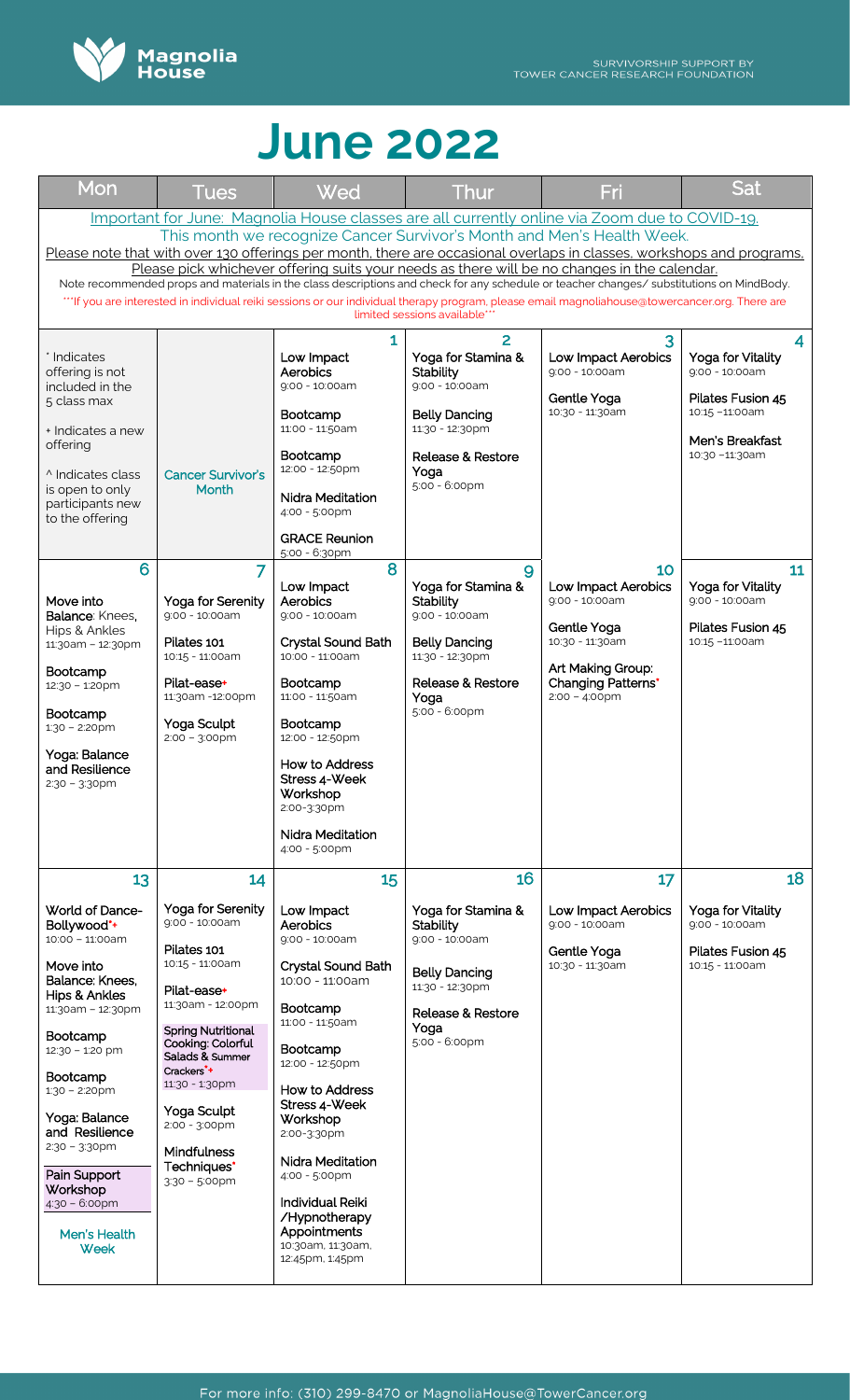Magnolia House

SURVIVORSHIP SUPPORT BY TOWER CANCER RESEARCH FOUNDATION

# June 2022

Important for June: Magnolia House classes are all currently online via Zoom due to COVID-19.

This month we recognize Cancer Survivor's Month and Men's Health Week.

Please note that with over 130 offerings per month, there are occasional overlaps in classes, workshops and programs. Please pick whichever offering suits your needs as there will be no changes in the calendar.

Note recommended props and materials in the class descriptions and check for any schedule or teacher changes/ substitutions on MindBody.

***If you are interested in individual reiki sessions or our individual therapy program, please email magnoliahouse@towercancer.org. There are limited sessions available***

| Mon | Tues | Wed | Thur | Fri | Sat |
|---|---|---|---|---|---|
| * Indicates offering is not included in the 5 class max<br><br>+ Indicates a new offering<br><br>^ Indicates class is open to only participants new to the offering | Cancer Survivor's Month | **1**<br>Low Impact Aerobics<br>9:00 - 10:00am<br><br>Bootcamp<br>11:00 - 11:50am<br><br>Bootcamp<br>12:00 - 12:50pm<br><br>Nidra Meditation<br>4:00 - 5:00pm<br><br>GRACE Reunion<br>5:00 - 6:30pm | **2**<br>Yoga for Stamina & Stability<br>9:00 - 10:00am<br><br>Belly Dancing<br>11:30 - 12:30pm<br><br>Release & Restore Yoga<br>5:00 - 6:00pm | **3**<br>Low Impact Aerobics<br>9:00 - 10:00am<br><br>Gentle Yoga<br>10:30 - 11:30am | **4**<br>Yoga for Vitality<br>9:00 - 10:00am<br><br>Pilates Fusion 45<br>10:15 –11:00am<br><br>Men's Breakfast<br>10:30 –11:30am |
| **6**<br>Move into Balance: Knees, Hips & Ankles<br>11:30am – 12:30pm<br><br>Bootcamp<br>12:30 – 1:20pm<br><br>Bootcamp<br>1:30 – 2:20pm<br><br>Yoga: Balance and Resilience<br>2:30 – 3:30pm | **7**<br>Yoga for Serenity<br>9:00 - 10:00am<br><br>Pilates 101<br>10:15 - 11:00am<br><br>Pilat-ease+<br>11:30am -12:00pm<br><br>Yoga Sculpt<br>2:00 – 3:00pm | **8**<br>Low Impact Aerobics<br>9:00 - 10:00am<br><br>Crystal Sound Bath<br>10:00 - 11:00am<br><br>Bootcamp<br>11:00 - 11:50am<br><br>Bootcamp<br>12:00 - 12:50pm<br><br>How to Address Stress 4-Week Workshop<br>2:00-3:30pm<br><br>Nidra Meditation<br>4:00 - 5:00pm | **9**<br>Yoga for Stamina & Stability<br>9:00 - 10:00am<br><br>Belly Dancing<br>11:30 - 12:30pm<br><br>Release & Restore Yoga<br>5:00 - 6:00pm | **10**<br>Low Impact Aerobics<br>9:00 - 10:00am<br><br>Gentle Yoga<br>10:30 - 11:30am<br><br>Art Making Group: Changing Patterns*<br>2:00 – 4:00pm | **11**<br>Yoga for Vitality<br>9:00 - 10:00am<br><br>Pilates Fusion 45<br>10:15 –11:00am |
| **13**<br>World of Dance-Bollywood*+<br>10:00 – 11:00am<br><br>Move into Balance: Knees, Hips & Ankles<br>11:30am – 12:30pm<br><br>Bootcamp<br>12:30 – 1:20 pm<br><br>Bootcamp<br>1:30 – 2:20pm<br><br>Yoga: Balance and Resilience<br>2:30 – 3:30pm<br><br>Pain Support Workshop<br>4:30 – 6:00pm<br><br>Men's Health Week | **14**<br>Yoga for Serenity<br>9:00 - 10:00am<br><br>Pilates 101<br>10:15 - 11:00am<br><br>Pilat-ease+<br>11:30am - 12:00pm<br><br>Spring Nutritional Cooking: Colorful Salads & Summer Crackers*+<br>11:30 - 1:30pm<br><br>Yoga Sculpt<br>2:00 - 3:00pm<br><br>Mindfulness Techniques*<br>3:30 – 5:00pm | **15**<br>Low Impact Aerobics<br>9:00 - 10:00am<br><br>Crystal Sound Bath<br>10:00 - 11:00am<br><br>Bootcamp<br>11:00 - 11:50am<br><br>Bootcamp<br>12:00 - 12:50pm<br><br>How to Address Stress 4-Week Workshop<br>2:00-3:30pm<br><br>Nidra Meditation<br>4:00 - 5:00pm<br><br>Individual Reiki /Hypnotherapy Appointments<br>10:30am, 11:30am, 12:45pm, 1:45pm | **16**<br>Yoga for Stamina & Stability<br>9:00 - 10:00am<br><br>Belly Dancing<br>11:30 - 12:30pm<br><br>Release & Restore Yoga<br>5:00 - 6:00pm | **17**<br>Low Impact Aerobics<br>9:00 - 10:00am<br><br>Gentle Yoga<br>10:30 - 11:30am | **18**<br>Yoga for Vitality<br>9:00 - 10:00am<br><br>Pilates Fusion 45<br>10:15 - 11:00am |

For more info: (310) 299-8470 or MagnoliaHouse@TowerCancer.org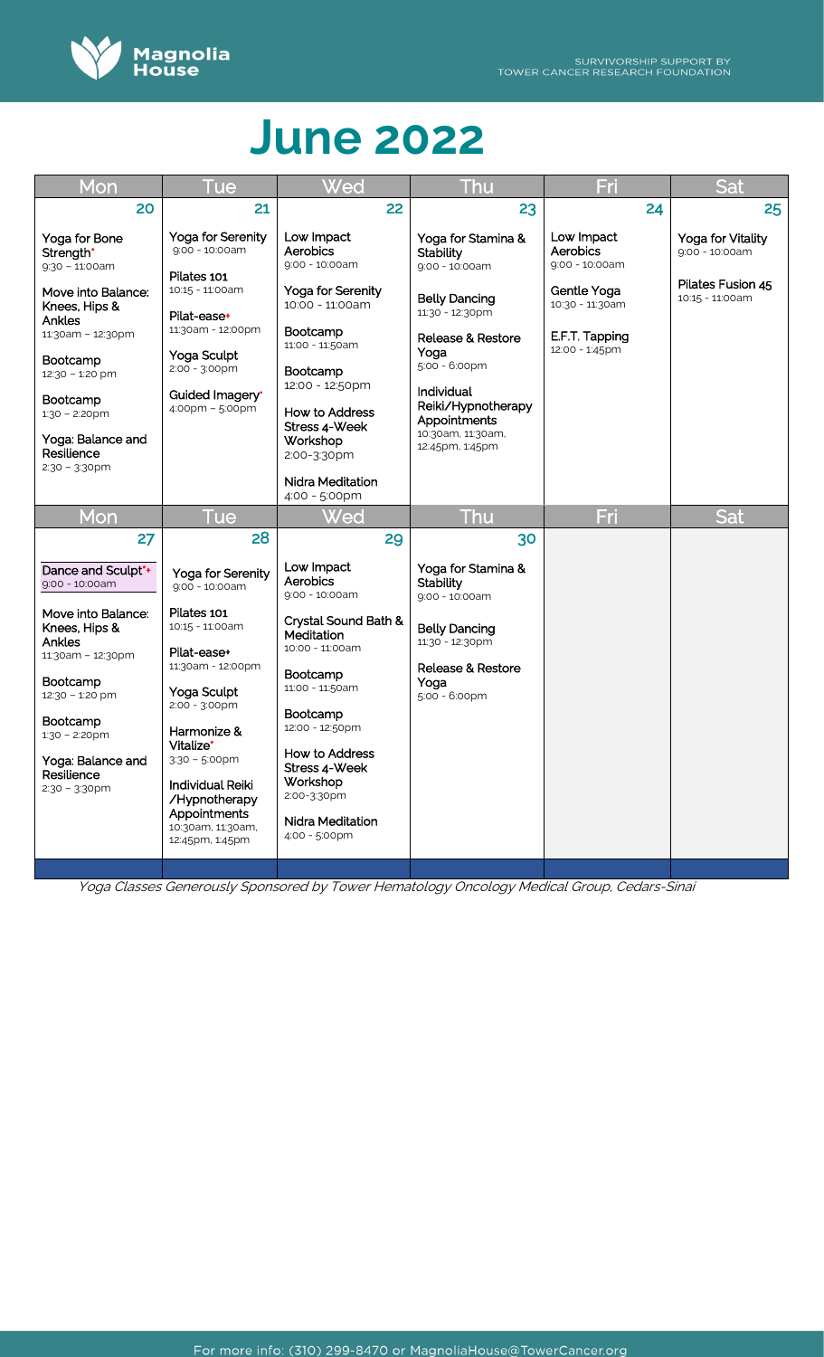# June 2022

| Mon | Tue | Wed | Thu | Fri | Sat |
|---|---|---|---|---|---|
| 20 | 21 | 22 | 23 | 24 | 25 |
| Yoga for Bone Strength* 9:30 – 11:00am<br><br>Move into Balance: Knees, Hips & Ankles 11:30am – 12:30pm<br><br>Bootcamp 12:30 – 1:20 pm<br><br>Bootcamp 1:30 – 2:20pm<br><br>Yoga: Balance and Resilience 2:30 – 3:30pm | Yoga for Serenity 9:00 - 10:00am<br><br>Pilates 101 10:15 - 11:00am<br><br>Pilat-ease+ 11:30am - 12:00pm<br><br>Yoga Sculpt 2:00 - 3:00pm<br><br>Guided Imagery* 4:00pm – 5:00pm | Low Impact Aerobics 9:00 - 10:00am<br><br>Yoga for Serenity 10:00 - 11:00am<br><br>Bootcamp 11:00 - 11:50am<br><br>Bootcamp 12:00 - 12:50pm<br><br>How to Address Stress 4-Week Workshop 2:00-3:30pm<br><br>Nidra Meditation 4:00 - 5:00pm | Yoga for Stamina & Stability 9:00 - 10:00am<br><br>Belly Dancing 11:30 - 12:30pm<br><br>Release & Restore Yoga 5:00 - 6:00pm<br><br>Individual Reiki/Hypnotherapy Appointments 10:30am, 11:30am, 12:45pm, 1:45pm | Low Impact Aerobics 9:00 - 10:00am<br><br>Gentle Yoga 10:30 - 11:30am<br><br>E.F.T. Tapping 12:00 - 1:45pm | Yoga for Vitality 9:00 - 10:00am<br><br>Pilates Fusion 45 10:15 - 11:00am |
| **Mon** | **Tue** | **Wed** | **Thu** | **Fri** | **Sat** |
| 27 | 28 | 29 | 30 | | |
| Dance and Sculpt*+ 9:00 - 10:00am<br><br>Move into Balance: Knees, Hips & Ankles 11:30am – 12:30pm<br><br>Bootcamp 12:30 – 1:20 pm<br><br>Bootcamp 1:30 – 2:20pm<br><br>Yoga: Balance and Resilience 2:30 – 3:30pm | Yoga for Serenity 9:00 - 10:00am<br><br>Pilates 101 10:15 - 11:00am<br><br>Pilat-ease+ 11:30am - 12:00pm<br><br>Yoga Sculpt 2:00 - 3:00pm<br><br>Harmonize & Vitalize* 3:30 – 5:00pm<br><br>Individual Reiki /Hypnotherapy Appointments 10:30am, 11:30am, 12:45pm, 1:45pm | Low Impact Aerobics 9:00 - 10:00am<br><br>Crystal Sound Bath & Meditation 10:00 - 11:00am<br><br>Bootcamp 11:00 - 11:50am<br><br>Bootcamp 12:00 - 12:50pm<br><br>How to Address Stress 4-Week Workshop 2:00-3:30pm<br><br>Nidra Meditation 4:00 - 5:00pm | Yoga for Stamina & Stability 9:00 - 10:00am<br><br>Belly Dancing 11:30 - 12:30pm<br><br>Release & Restore Yoga 5:00 - 6:00pm | | |

*Yoga Classes Generously Sponsored by Tower Hematology Oncology Medical Group, Cedars-Sinai*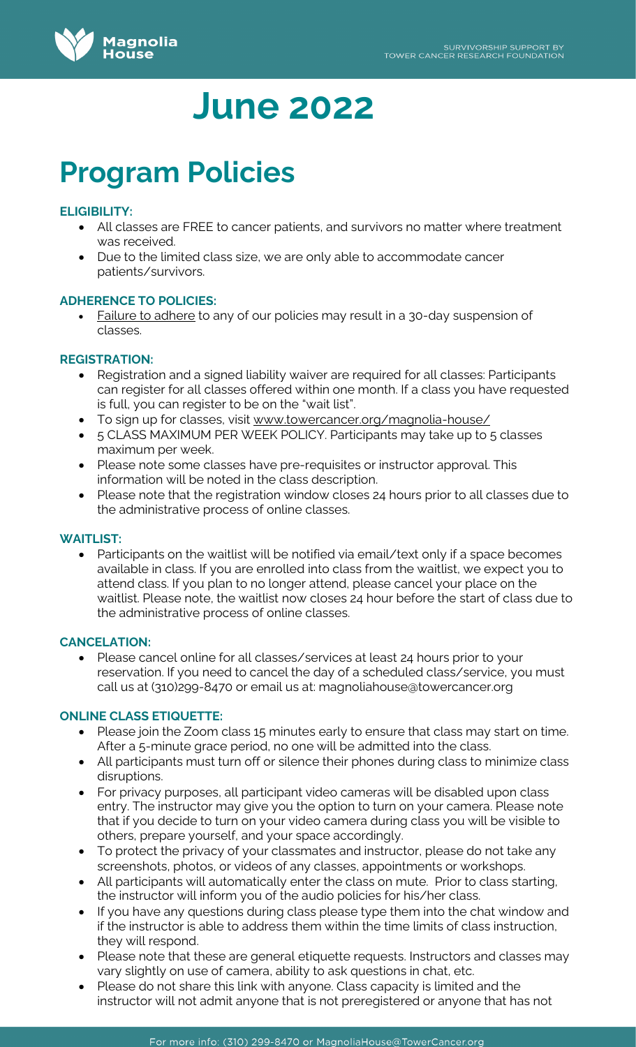# June 2022

# Program Policies

### ELIGIBILITY:

- All classes are FREE to cancer patients, and survivors no matter where treatment was received.
- Due to the limited class size, we are only able to accommodate cancer patients/survivors.

### ADHERENCE TO POLICIES:

- Failure to adhere to any of our policies may result in a 30-day suspension of classes.

### REGISTRATION:

- Registration and a signed liability waiver are required for all classes: Participants can register for all classes offered within one month. If a class you have requested is full, you can register to be on the "wait list".
- To sign up for classes, visit www.towercancer.org/magnolia-house/
- 5 CLASS MAXIMUM PER WEEK POLICY. Participants may take up to 5 classes maximum per week.
- Please note some classes have pre-requisites or instructor approval. This information will be noted in the class description.
- Please note that the registration window closes 24 hours prior to all classes due to the administrative process of online classes.

### WAITLIST:

- Participants on the waitlist will be notified via email/text only if a space becomes available in class. If you are enrolled into class from the waitlist, we expect you to attend class. If you plan to no longer attend, please cancel your place on the waitlist. Please note, the waitlist now closes 24 hour before the start of class due to the administrative process of online classes.

### CANCELATION:

- Please cancel online for all classes/services at least 24 hours prior to your reservation. If you need to cancel the day of a scheduled class/service, you must call us at (310)299-8470 or email us at: magnoliahouse@towercancer.org

### ONLINE CLASS ETIQUETTE:

- Please join the Zoom class 15 minutes early to ensure that class may start on time. After a 5-minute grace period, no one will be admitted into the class.
- All participants must turn off or silence their phones during class to minimize class disruptions.
- For privacy purposes, all participant video cameras will be disabled upon class entry. The instructor may give you the option to turn on your camera. Please note that if you decide to turn on your video camera during class you will be visible to others, prepare yourself, and your space accordingly.
- To protect the privacy of your classmates and instructor, please do not take any screenshots, photos, or videos of any classes, appointments or workshops.
- All participants will automatically enter the class on mute. Prior to class starting, the instructor will inform you of the audio policies for his/her class.
- If you have any questions during class please type them into the chat window and if the instructor is able to address them within the time limits of class instruction, they will respond.
- Please note that these are general etiquette requests. Instructors and classes may vary slightly on use of camera, ability to ask questions in chat, etc.
- Please do not share this link with anyone. Class capacity is limited and the instructor will not admit anyone that is not preregistered or anyone that has not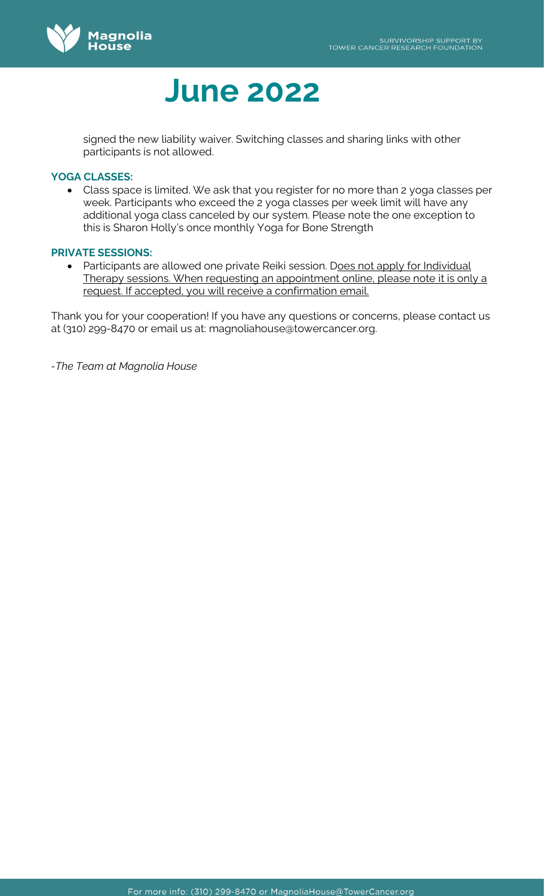# June 2022

signed the new liability waiver. Switching classes and sharing links with other participants is not allowed.

**YOGA CLASSES:**

- Class space is limited. We ask that you register for no more than 2 yoga classes per week. Participants who exceed the 2 yoga classes per week limit will have any additional yoga class canceled by our system. Please note the one exception to this is Sharon Holly's once monthly Yoga for Bone Strength

**PRIVATE SESSIONS:**

- Participants are allowed one private Reiki session. Does not apply for Individual Therapy sessions. When requesting an appointment online, please note it is only a request. If accepted, you will receive a confirmation email.

Thank you for your cooperation! If you have any questions or concerns, please contact us at (310) 299-8470 or email us at: magnoliahouse@towercancer.org.

*-The Team at Magnolia House*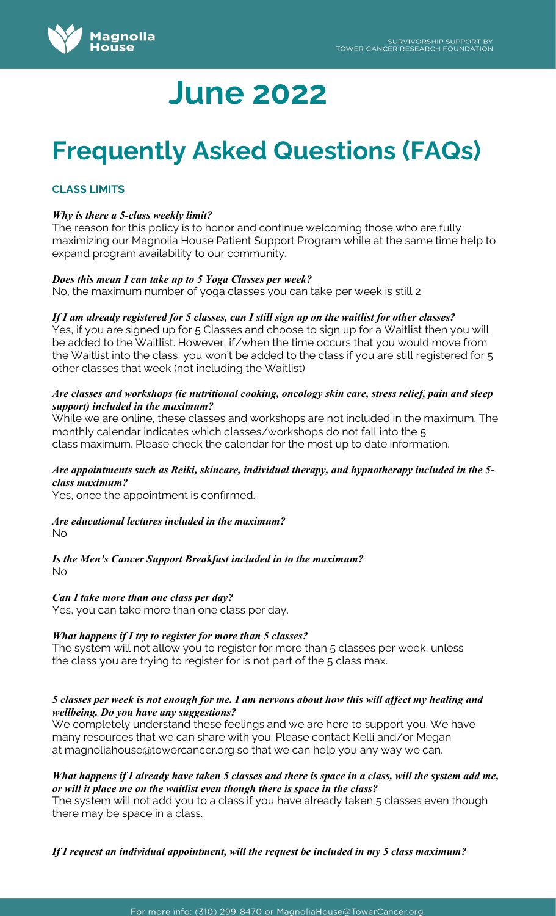# June 2022

# Frequently Asked Questions (FAQs)

### CLASS LIMITS

***Why is there a 5-class weekly limit?***

The reason for this policy is to honor and continue welcoming those who are fully maximizing our Magnolia House Patient Support Program while at the same time help to expand program availability to our community.

***Does this mean I can take up to 5 Yoga Classes per week?***

No, the maximum number of yoga classes you can take per week is still 2.

***If I am already registered for 5 classes, can I still sign up on the waitlist for other classes?***

Yes, if you are signed up for 5 Classes and choose to sign up for a Waitlist then you will be added to the Waitlist. However, if/when the time occurs that you would move from the Waitlist into the class, you won't be added to the class if you are still registered for 5 other classes that week (not including the Waitlist)

***Are classes and workshops (ie nutritional cooking, oncology skin care, stress relief, pain and sleep support) included in the maximum?***

While we are online, these classes and workshops are not included in the maximum. The monthly calendar indicates which classes/workshops do not fall into the 5 class maximum. Please check the calendar for the most up to date information.

***Are appointments such as Reiki, skincare, individual therapy, and hypnotherapy included in the 5-class maximum?***

Yes, once the appointment is confirmed.

***Are educational lectures included in the maximum?***

No

***Is the Men's Cancer Support Breakfast included in to the maximum?***

No

***Can I take more than one class per day?***

Yes, you can take more than one class per day.

***What happens if I try to register for more than 5 classes?***

The system will not allow you to register for more than 5 classes per week, unless the class you are trying to register for is not part of the 5 class max.

***5 classes per week is not enough for me. I am nervous about how this will affect my healing and wellbeing. Do you have any suggestions?***

We completely understand these feelings and we are here to support you. We have many resources that we can share with you. Please contact Kelli and/or Megan at magnoliahouse@towercancer.org so that we can help you any way we can.

***What happens if I already have taken 5 classes and there is space in a class, will the system add me, or will it place me on the waitlist even though there is space in the class?***

The system will not add you to a class if you have already taken 5 classes even though there may be space in a class.

***If I request an individual appointment, will the request be included in my 5 class maximum?***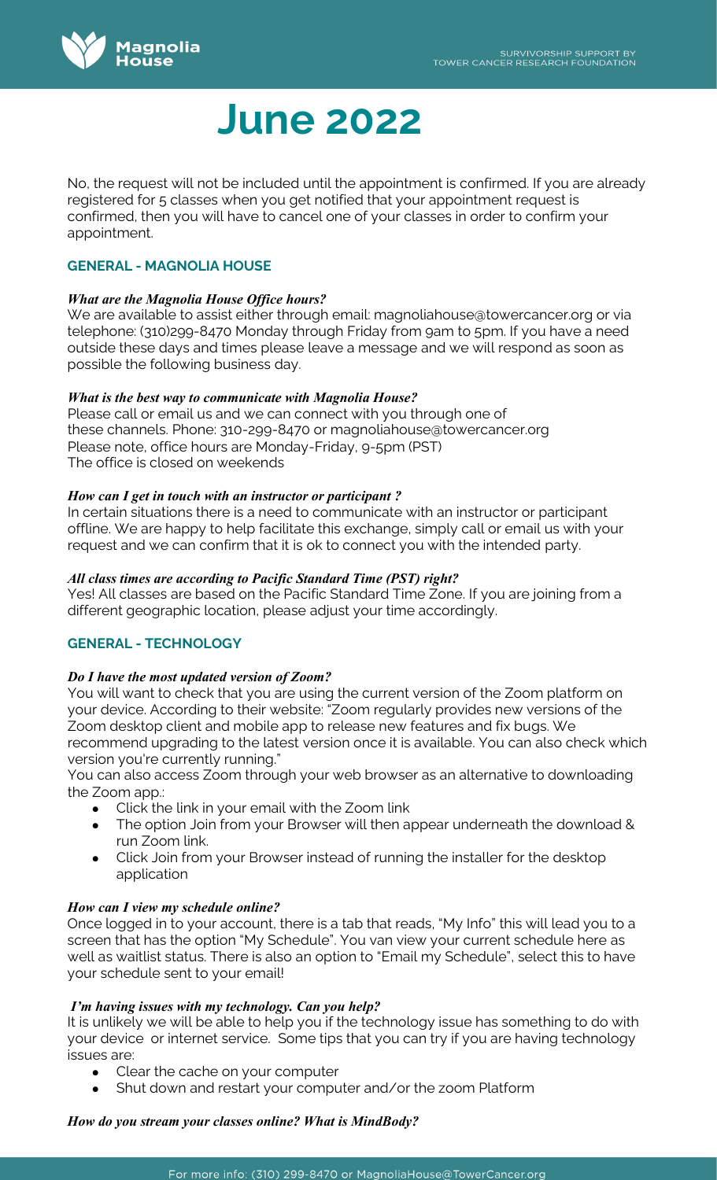# June 2022

No, the request will not be included until the appointment is confirmed. If you are already registered for 5 classes when you get notified that your appointment request is confirmed, then you will have to cancel one of your classes in order to confirm your appointment.

## GENERAL - MAGNOLIA HOUSE

***What are the Magnolia House Office hours?***

We are available to assist either through email: magnoliahouse@towercancer.org or via telephone: (310)299-8470 Monday through Friday from 9am to 5pm. If you have a need outside these days and times please leave a message and we will respond as soon as possible the following business day.

***What is the best way to communicate with Magnolia House?***

Please call or email us and we can connect with you through one of these channels. Phone: 310-299-8470 or magnoliahouse@towercancer.org
Please note, office hours are Monday-Friday, 9-5pm (PST)
The office is closed on weekends

***How can I get in touch with an instructor or participant ?***

In certain situations there is a need to communicate with an instructor or participant offline. We are happy to help facilitate this exchange, simply call or email us with your request and we can confirm that it is ok to connect you with the intended party.

***All class times are according to Pacific Standard Time (PST) right?***

Yes! All classes are based on the Pacific Standard Time Zone. If you are joining from a different geographic location, please adjust your time accordingly.

## GENERAL - TECHNOLOGY

***Do I have the most updated version of Zoom?***

You will want to check that you are using the current version of the Zoom platform on your device. According to their website: "Zoom regularly provides new versions of the Zoom desktop client and mobile app to release new features and fix bugs. We recommend upgrading to the latest version once it is available. You can also check which version you're currently running."

You can also access Zoom through your web browser as an alternative to downloading the Zoom app.:

- Click the link in your email with the Zoom link
- The option Join from your Browser will then appear underneath the download & run Zoom link.
- Click Join from your Browser instead of running the installer for the desktop application

***How can I view my schedule online?***

Once logged in to your account, there is a tab that reads, "My Info" this will lead you to a screen that has the option "My Schedule". You van view your current schedule here as well as waitlist status. There is also an option to "Email my Schedule", select this to have your schedule sent to your email!

***I'm having issues with my technology. Can you help?***

It is unlikely we will be able to help you if the technology issue has something to do with your device or internet service. Some tips that you can try if you are having technology issues are:

- Clear the cache on your computer
- Shut down and restart your computer and/or the zoom Platform

***How do you stream your classes online? What is MindBody?***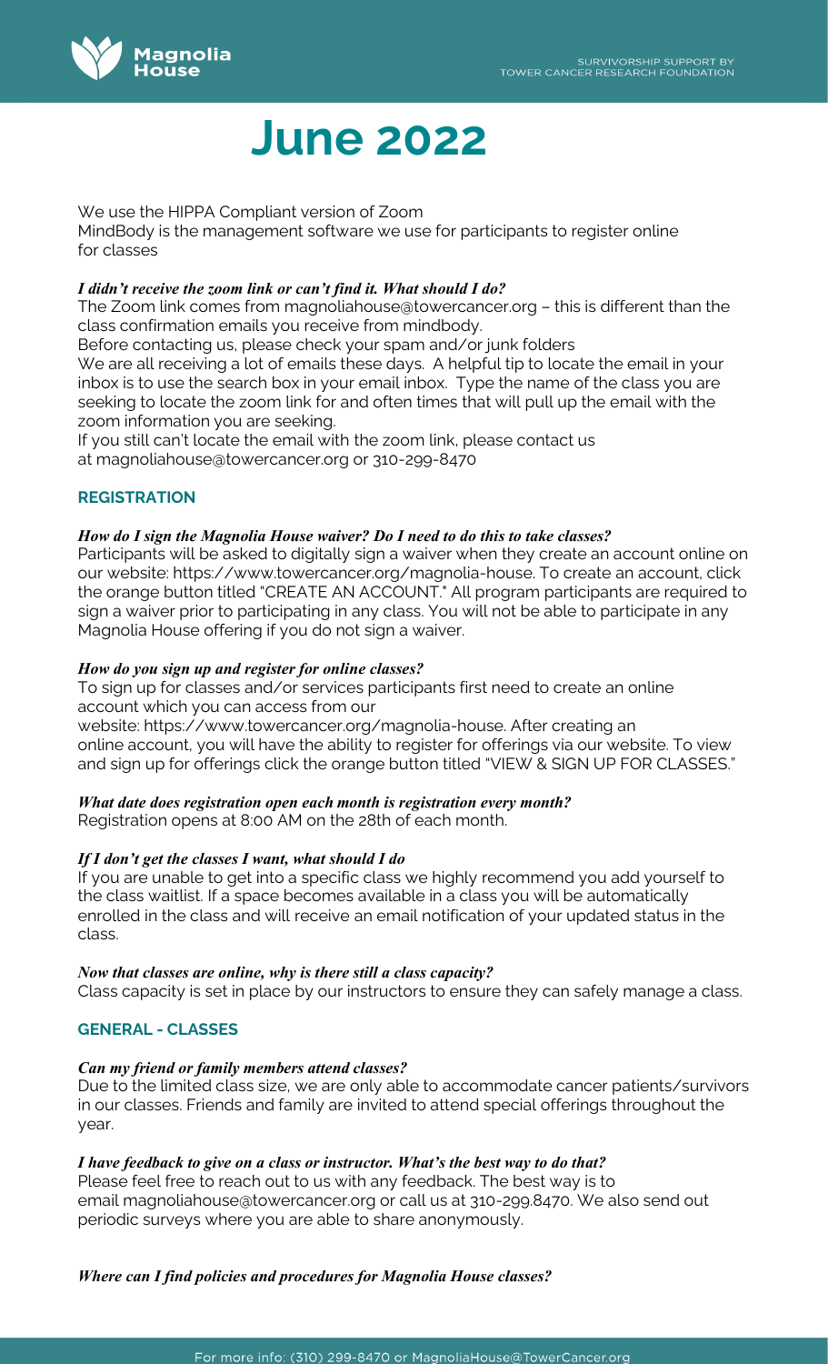# June 2022

We use the HIPPA Compliant version of Zoom

MindBody is the management software we use for participants to register online for classes

***I didn't receive the zoom link or can't find it. What should I do?***

The Zoom link comes from magnoliahouse@towercancer.org – this is different than the class confirmation emails you receive from mindbody.

Before contacting us, please check your spam and/or junk folders

We are all receiving a lot of emails these days. A helpful tip to locate the email in your inbox is to use the search box in your email inbox. Type the name of the class you are seeking to locate the zoom link for and often times that will pull up the email with the zoom information you are seeking.

If you still can't locate the email with the zoom link, please contact us at magnoliahouse@towercancer.org or 310-299-8470

## REGISTRATION

***How do I sign the Magnolia House waiver? Do I need to do this to take classes?***

Participants will be asked to digitally sign a waiver when they create an account online on our website: https://www.towercancer.org/magnolia-house. To create an account, click the orange button titled "CREATE AN ACCOUNT." All program participants are required to sign a waiver prior to participating in any class. You will not be able to participate in any Magnolia House offering if you do not sign a waiver.

***How do you sign up and register for online classes?***

To sign up for classes and/or services participants first need to create an online account which you can access from our website: https://www.towercancer.org/magnolia-house. After creating an online account, you will have the ability to register for offerings via our website. To view and sign up for offerings click the orange button titled "VIEW & SIGN UP FOR CLASSES."

***What date does registration open each month is registration every month?***

Registration opens at 8:00 AM on the 28th of each month.

***If I don't get the classes I want, what should I do***

If you are unable to get into a specific class we highly recommend you add yourself to the class waitlist. If a space becomes available in a class you will be automatically enrolled in the class and will receive an email notification of your updated status in the class.

***Now that classes are online, why is there still a class capacity?***

Class capacity is set in place by our instructors to ensure they can safely manage a class.

## GENERAL - CLASSES

***Can my friend or family members attend classes?***

Due to the limited class size, we are only able to accommodate cancer patients/survivors in our classes. Friends and family are invited to attend special offerings throughout the year.

***I have feedback to give on a class or instructor. What's the best way to do that?***

Please feel free to reach out to us with any feedback. The best way is to email magnoliahouse@towercancer.org or call us at 310-299.8470. We also send out periodic surveys where you are able to share anonymously.

***Where can I find policies and procedures for Magnolia House classes?***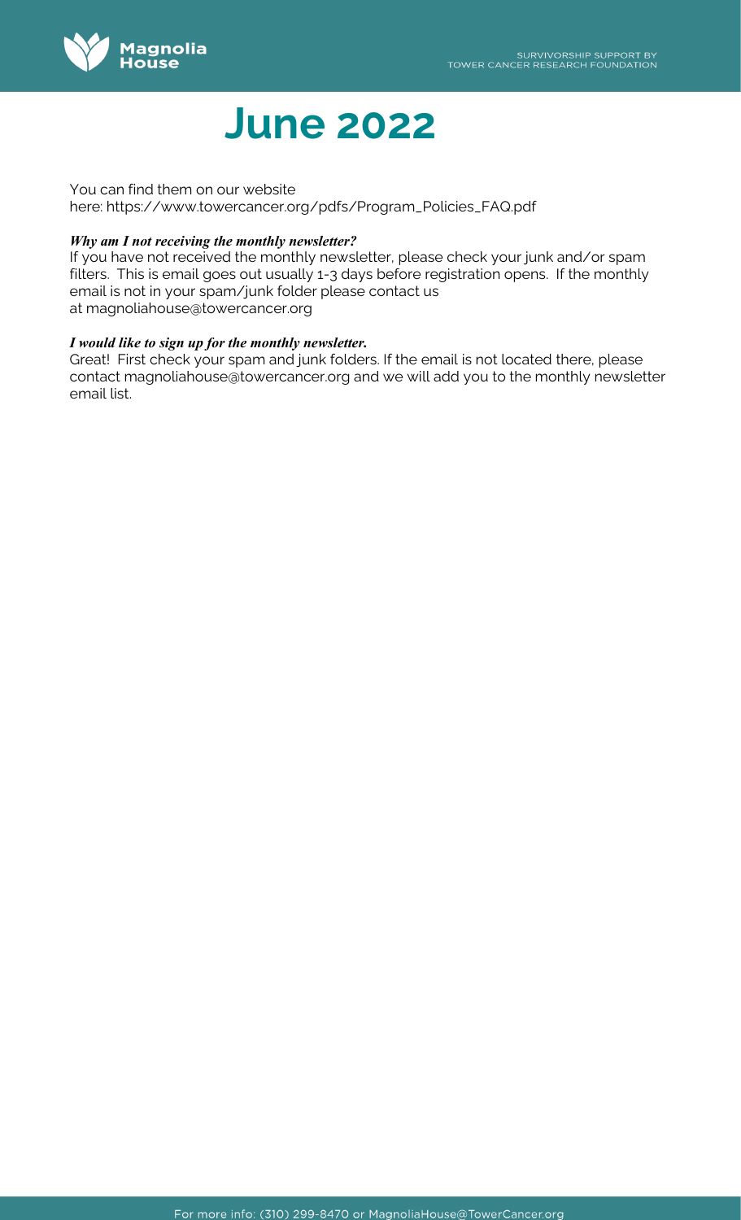# June 2022

You can find them on our website here: https://www.towercancer.org/pdfs/Program_Policies_FAQ.pdf

***Why am I not receiving the monthly newsletter?***

If you have not received the monthly newsletter, please check your junk and/or spam filters. This is email goes out usually 1-3 days before registration opens. If the monthly email is not in your spam/junk folder please contact us at magnoliahouse@towercancer.org

***I would like to sign up for the monthly newsletter.***

Great! First check your spam and junk folders. If the email is not located there, please contact magnoliahouse@towercancer.org and we will add you to the monthly newsletter email list.